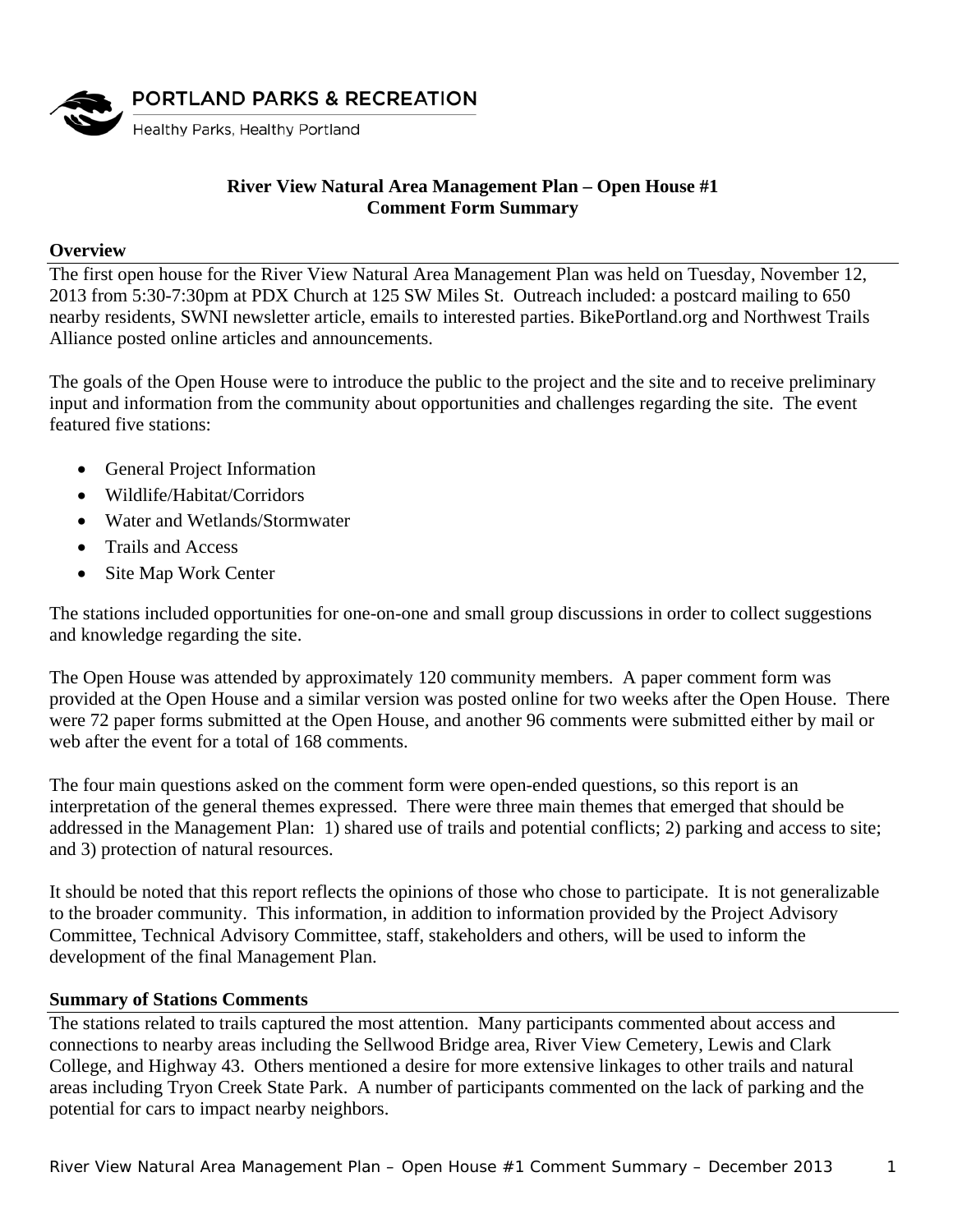PORTLAND PARKS & RECREATION

Healthy Parks, Healthy Portland

# River View Natural Area Management Plan – Open House #1
# Comment Form Summary

## Overview

The first open house for the River View Natural Area Management Plan was held on Tuesday, November 12, 2013 from 5:30-7:30pm at PDX Church at 125 SW Miles St. Outreach included: a postcard mailing to 650 nearby residents, SWNI newsletter article, emails to interested parties. BikePortland.org and Northwest Trails Alliance posted online articles and announcements.

The goals of the Open House were to introduce the public to the project and the site and to receive preliminary input and information from the community about opportunities and challenges regarding the site. The event featured five stations:

- General Project Information
- Wildlife/Habitat/Corridors
- Water and Wetlands/Stormwater
- Trails and Access
- Site Map Work Center

The stations included opportunities for one-on-one and small group discussions in order to collect suggestions and knowledge regarding the site.

The Open House was attended by approximately 120 community members. A paper comment form was provided at the Open House and a similar version was posted online for two weeks after the Open House. There were 72 paper forms submitted at the Open House, and another 96 comments were submitted either by mail or web after the event for a total of 168 comments.

The four main questions asked on the comment form were open-ended questions, so this report is an interpretation of the general themes expressed. There were three main themes that emerged that should be addressed in the Management Plan: 1) shared use of trails and potential conflicts; 2) parking and access to site; and 3) protection of natural resources.

It should be noted that this report reflects the opinions of those who chose to participate. It is not generalizable to the broader community. This information, in addition to information provided by the Project Advisory Committee, Technical Advisory Committee, staff, stakeholders and others, will be used to inform the development of the final Management Plan.

## Summary of Stations Comments

The stations related to trails captured the most attention. Many participants commented about access and connections to nearby areas including the Sellwood Bridge area, River View Cemetery, Lewis and Clark College, and Highway 43. Others mentioned a desire for more extensive linkages to other trails and natural areas including Tryon Creek State Park. A number of participants commented on the lack of parking and the potential for cars to impact nearby neighbors.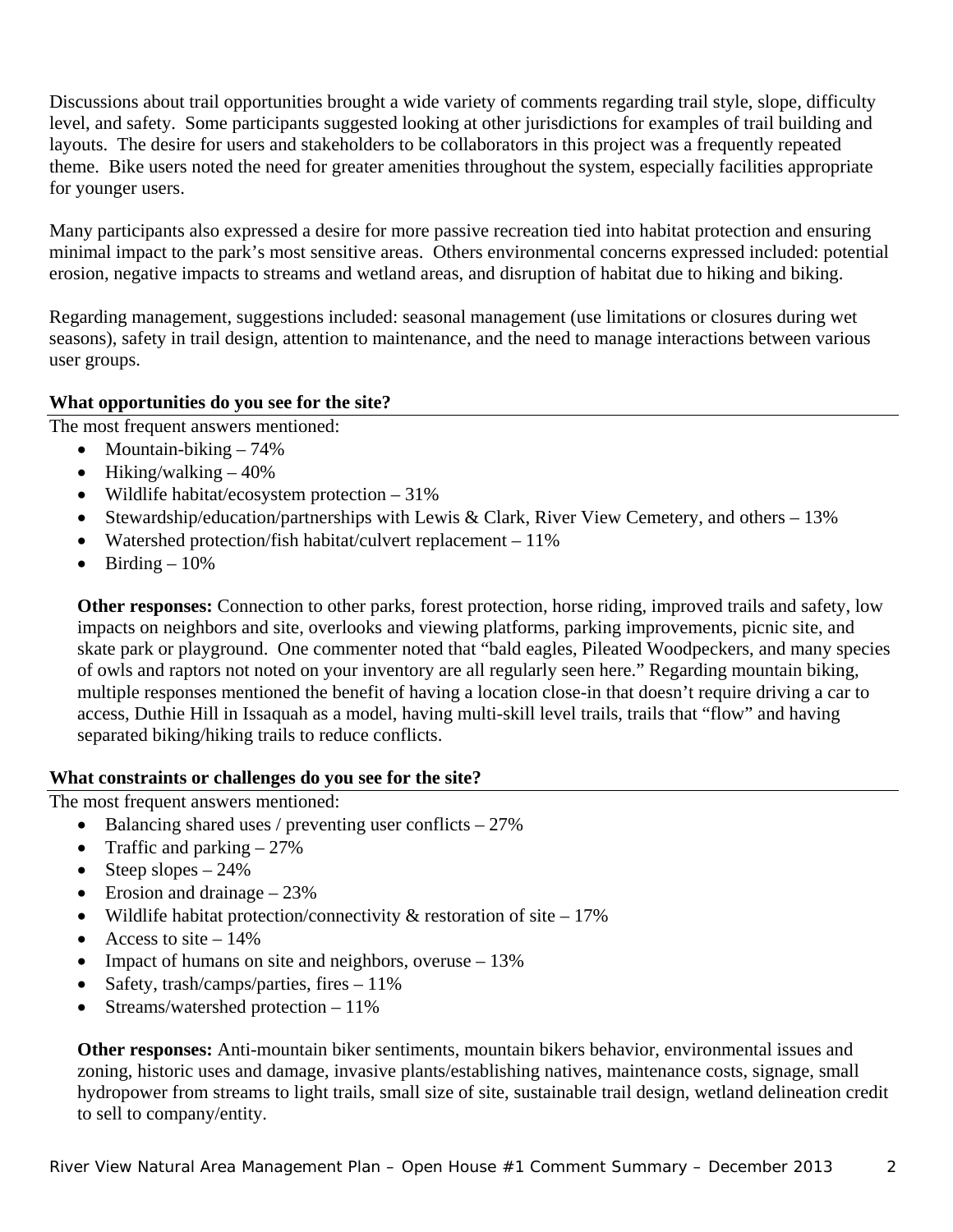Discussions about trail opportunities brought a wide variety of comments regarding trail style, slope, difficulty level, and safety. Some participants suggested looking at other jurisdictions for examples of trail building and layouts. The desire for users and stakeholders to be collaborators in this project was a frequently repeated theme. Bike users noted the need for greater amenities throughout the system, especially facilities appropriate for younger users.

Many participants also expressed a desire for more passive recreation tied into habitat protection and ensuring minimal impact to the park's most sensitive areas. Others environmental concerns expressed included: potential erosion, negative impacts to streams and wetland areas, and disruption of habitat due to hiking and biking.

Regarding management, suggestions included: seasonal management (use limitations or closures during wet seasons), safety in trail design, attention to maintenance, and the need to manage interactions between various user groups.

**What opportunities do you see for the site?**

The most frequent answers mentioned:

- Mountain-biking – 74%
- Hiking/walking – 40%
- Wildlife habitat/ecosystem protection – 31%
- Stewardship/education/partnerships with Lewis & Clark, River View Cemetery, and others – 13%
- Watershed protection/fish habitat/culvert replacement – 11%
- Birding – 10%

**Other responses:** Connection to other parks, forest protection, horse riding, improved trails and safety, low impacts on neighbors and site, overlooks and viewing platforms, parking improvements, picnic site, and skate park or playground. One commenter noted that "bald eagles, Pileated Woodpeckers, and many species of owls and raptors not noted on your inventory are all regularly seen here." Regarding mountain biking, multiple responses mentioned the benefit of having a location close-in that doesn't require driving a car to access, Duthie Hill in Issaquah as a model, having multi-skill level trails, trails that "flow" and having separated biking/hiking trails to reduce conflicts.

**What constraints or challenges do you see for the site?**

The most frequent answers mentioned:

- Balancing shared uses / preventing user conflicts – 27%
- Traffic and parking – 27%
- Steep slopes – 24%
- Erosion and drainage – 23%
- Wildlife habitat protection/connectivity & restoration of site – 17%
- Access to site – 14%
- Impact of humans on site and neighbors, overuse – 13%
- Safety, trash/camps/parties, fires – 11%
- Streams/watershed protection – 11%

**Other responses:** Anti-mountain biker sentiments, mountain bikers behavior, environmental issues and zoning, historic uses and damage, invasive plants/establishing natives, maintenance costs, signage, small hydropower from streams to light trails, small size of site, sustainable trail design, wetland delineation credit to sell to company/entity.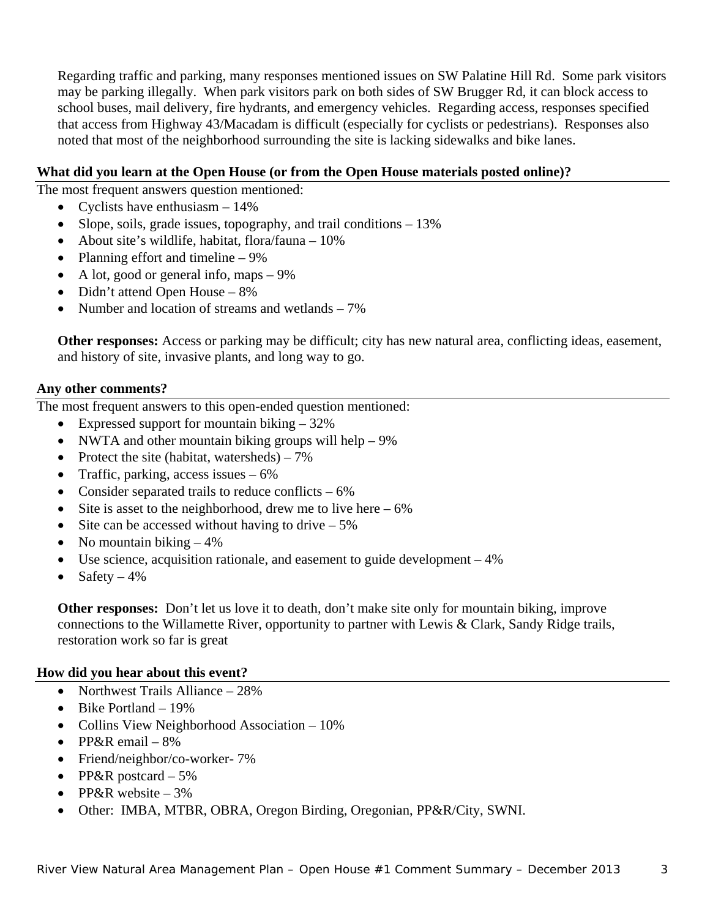Regarding traffic and parking, many responses mentioned issues on SW Palatine Hill Rd. Some park visitors may be parking illegally. When park visitors park on both sides of SW Brugger Rd, it can block access to school buses, mail delivery, fire hydrants, and emergency vehicles. Regarding access, responses specified that access from Highway 43/Macadam is difficult (especially for cyclists or pedestrians). Responses also noted that most of the neighborhood surrounding the site is lacking sidewalks and bike lanes.

### What did you learn at the Open House (or from the Open House materials posted online)?

The most frequent answers question mentioned:

- Cyclists have enthusiasm – 14%
- Slope, soils, grade issues, topography, and trail conditions – 13%
- About site's wildlife, habitat, flora/fauna – 10%
- Planning effort and timeline – 9%
- A lot, good or general info, maps – 9%
- Didn't attend Open House – 8%
- Number and location of streams and wetlands – 7%

**Other responses:** Access or parking may be difficult; city has new natural area, conflicting ideas, easement, and history of site, invasive plants, and long way to go.

### Any other comments?

The most frequent answers to this open-ended question mentioned:

- Expressed support for mountain biking – 32%
- NWTA and other mountain biking groups will help – 9%
- Protect the site (habitat, watersheds) – 7%
- Traffic, parking, access issues – 6%
- Consider separated trails to reduce conflicts – 6%
- Site is asset to the neighborhood, drew me to live here – 6%
- Site can be accessed without having to drive – 5%
- No mountain biking – 4%
- Use science, acquisition rationale, and easement to guide development – 4%
- Safety – 4%

**Other responses:** Don't let us love it to death, don't make site only for mountain biking, improve connections to the Willamette River, opportunity to partner with Lewis & Clark, Sandy Ridge trails, restoration work so far is great

### How did you hear about this event?

- Northwest Trails Alliance – 28%
- Bike Portland – 19%
- Collins View Neighborhood Association – 10%
- PP&R email – 8%
- Friend/neighbor/co-worker- 7%
- PP&R postcard – 5%
- PP&R website – 3%
- Other: IMBA, MTBR, OBRA, Oregon Birding, Oregonian, PP&R/City, SWNI.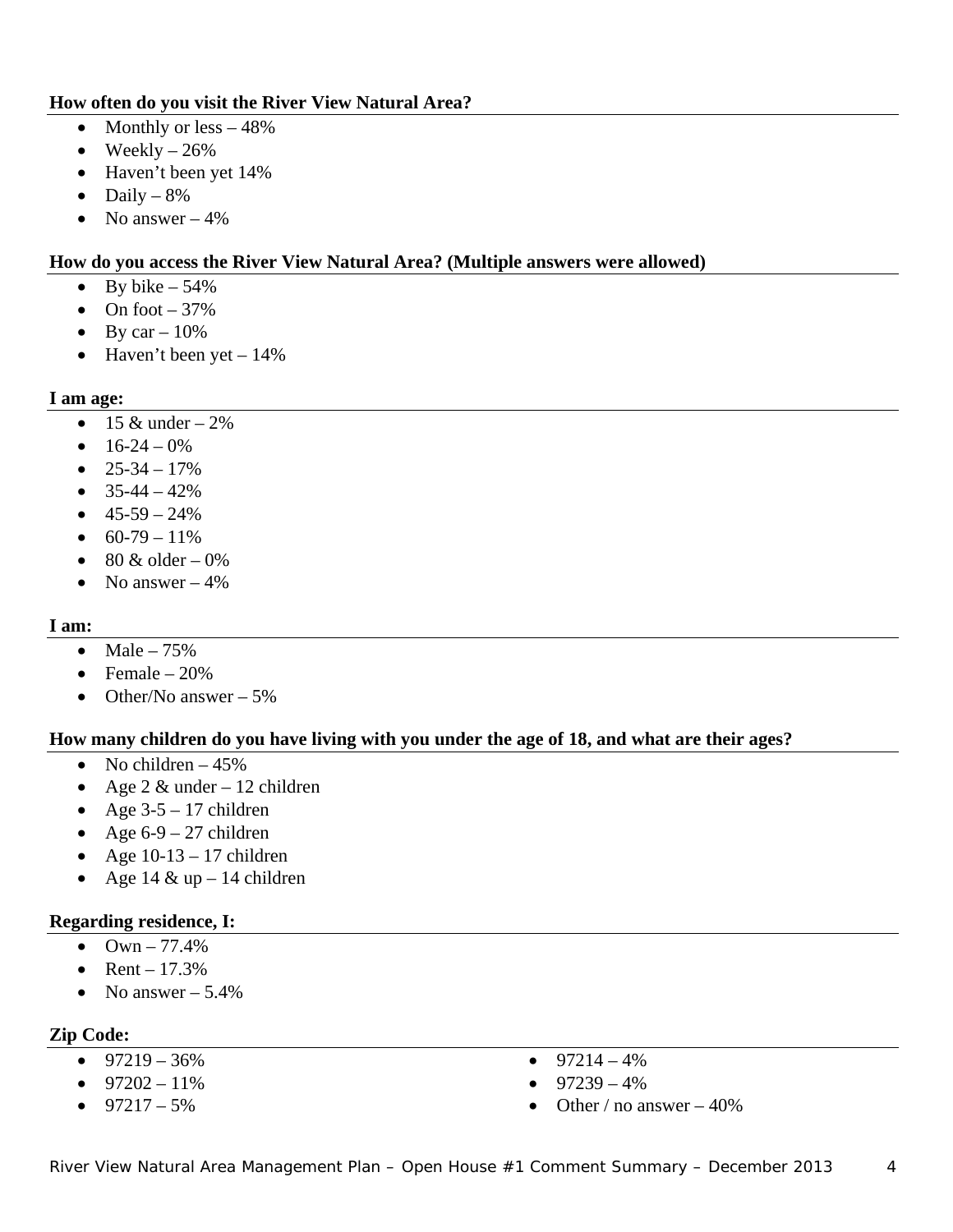**How often do you visit the River View Natural Area?**

- Monthly or less – 48%
- Weekly – 26%
- Haven't been yet 14%
- Daily – 8%
- No answer – 4%

**How do you access the River View Natural Area? (Multiple answers were allowed)**

- By bike – 54%
- On foot – 37%
- By car – 10%
- Haven't been yet – 14%

**I am age:**

- 15 & under – 2%
- 16-24 – 0%
- 25-34 – 17%
- 35-44 – 42%
- 45-59 – 24%
- 60-79 – 11%
- 80 & older – 0%
- No answer – 4%

**I am:**

- Male – 75%
- Female – 20%
- Other/No answer – 5%

**How many children do you have living with you under the age of 18, and what are their ages?**

- No children – 45%
- Age 2 & under – 12 children
- Age 3-5 – 17 children
- Age 6-9 – 27 children
- Age 10-13 – 17 children
- Age 14 & up – 14 children

**Regarding residence, I:**

- Own – 77.4%
- Rent – 17.3%
- No answer – 5.4%

**Zip Code:**

- 97219 – 36%
- 97202 – 11%
- 97217 – 5%
- 97214 – 4%
- 97239 – 4%
- Other / no answer – 40%